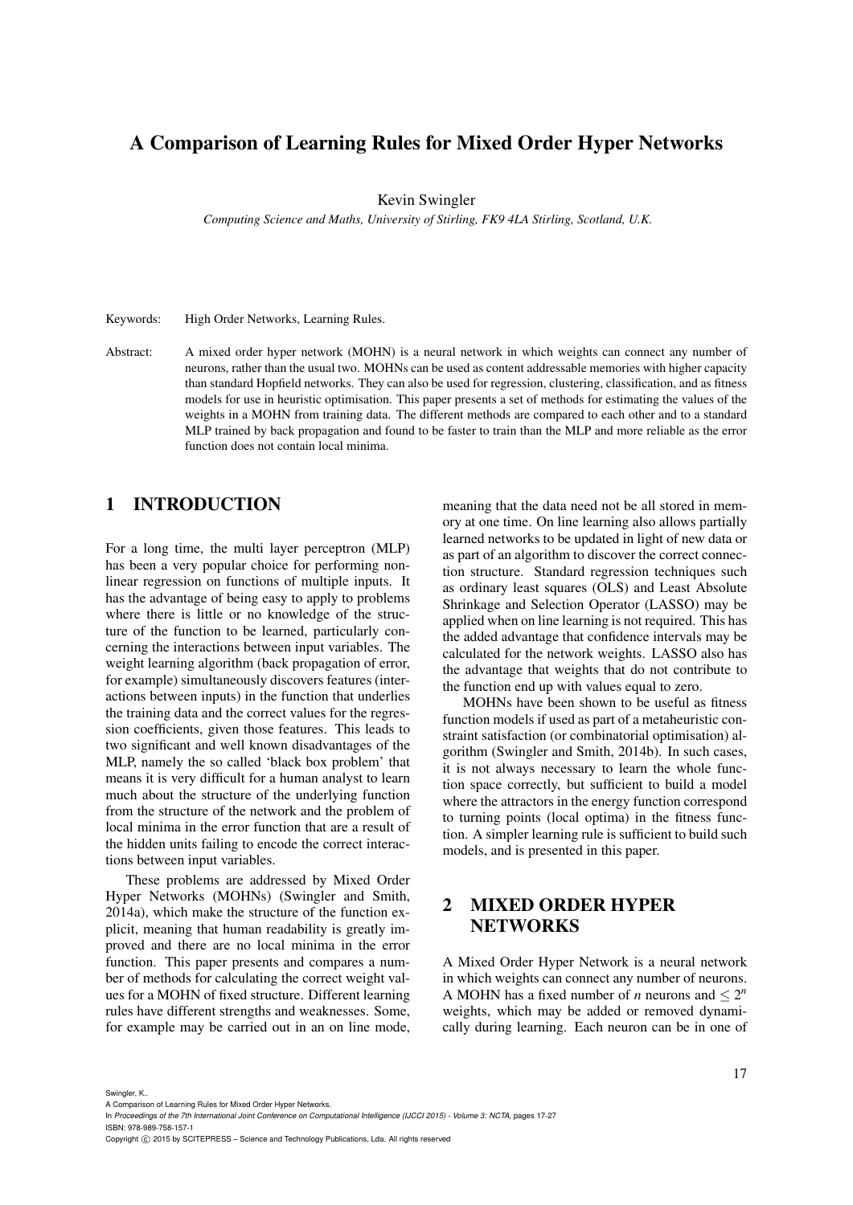# A Comparison of Learning Rules for Mixed Order Hyper Networks

Kevin Swingler

*Computing Science and Maths, University of Stirling, FK9 4LA Stirling, Scotland, U.K.*

Keywords: High Order Networks, Learning Rules.

Abstract: A mixed order hyper network (MOHN) is a neural network in which weights can connect any number of neurons, rather than the usual two. MOHNs can be used as content addressable memories with higher capacity than standard Hopfield networks. They can also be used for regression, clustering, classification, and as fitness models for use in heuristic optimisation. This paper presents a set of methods for estimating the values of the weights in a MOHN from training data. The different methods are compared to each other and to a standard MLP trained by back propagation and found to be faster to train than the MLP and more reliable as the error function does not contain local minima.

## 1 INTRODUCTION

For a long time, the multi layer perceptron (MLP) has been a very popular choice for performing nonlinear regression on functions of multiple inputs. It has the advantage of being easy to apply to problems where there is little or no knowledge of the structure of the function to be learned, particularly concerning the interactions between input variables. The weight learning algorithm (back propagation of error, for example) simultaneously discovers features (interactions between inputs) in the function that underlies the training data and the correct values for the regression coefficients, given those features. This leads to two significant and well known disadvantages of the MLP, namely the so called 'black box problem' that means it is very difficult for a human analyst to learn much about the structure of the underlying function from the structure of the network and the problem of local minima in the error function that are a result of the hidden units failing to encode the correct interactions between input variables.

These problems are addressed by Mixed Order Hyper Networks (MOHNs) (Swingler and Smith, 2014a), which make the structure of the function explicit, meaning that human readability is greatly improved and there are no local minima in the error function. This paper presents and compares a number of methods for calculating the correct weight values for a MOHN of fixed structure. Different learning rules have different strengths and weaknesses. Some, for example may be carried out in an on line mode, meaning that the data need not be all stored in memory at one time. On line learning also allows partially learned networks to be updated in light of new data or as part of an algorithm to discover the correct connection structure. Standard regression techniques such as ordinary least squares (OLS) and Least Absolute Shrinkage and Selection Operator (LASSO) may be applied when on line learning is not required. This has the added advantage that confidence intervals may be calculated for the network weights. LASSO also has the advantage that weights that do not contribute to the function end up with values equal to zero.

MOHNs have been shown to be useful as fitness function models if used as part of a metaheuristic constraint satisfaction (or combinatorial optimisation) algorithm (Swingler and Smith, 2014b). In such cases, it is not always necessary to learn the whole function space correctly, but sufficient to build a model where the attractors in the energy function correspond to turning points (local optima) in the fitness function. A simpler learning rule is sufficient to build such models, and is presented in this paper.

## 2 MIXED ORDER HYPER NETWORKS

A Mixed Order Hyper Network is a neural network in which weights can connect any number of neurons. A MOHN has a fixed number of $n$ neurons and $\leq 2^n$ weights, which may be added or removed dynamically during learning. Each neuron can be in one of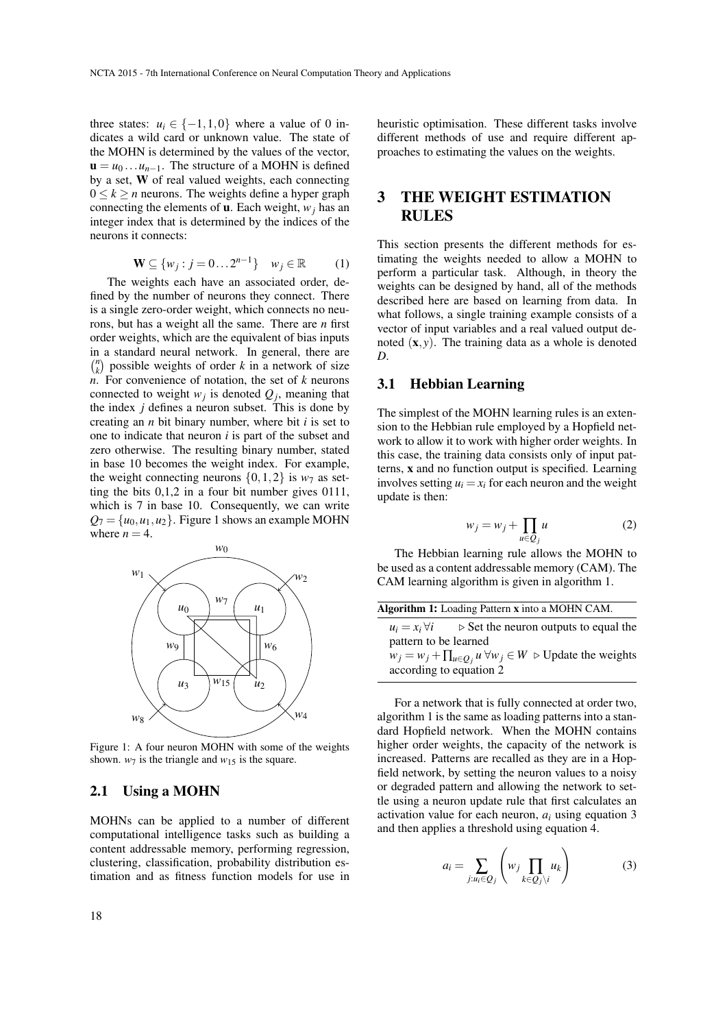three states: $u_i \in \{-1, 1, 0\}$ where a value of 0 indicates a wild card or unknown value. The state of the MOHN is determined by the values of the vector, $\mathbf{u} = u_0 \ldots u_{n-1}$. The structure of a MOHN is defined by a set, $\mathbf{W}$ of real valued weights, each connecting $0 \leq k \geq n$ neurons. The weights define a hyper graph connecting the elements of $\mathbf{u}$. Each weight, $w_j$ has an integer index that is determined by the indices of the neurons it connects:

$$\mathbf{W} \subseteq \{w_j : j = 0 \ldots 2^{n-1}\} \quad w_j \in \mathbb{R} \tag{1}$$

The weights each have an associated order, defined by the number of neurons they connect. There is a single zero-order weight, which connects no neurons, but has a weight all the same. There are $n$ first order weights, which are the equivalent of bias inputs in a standard neural network. In general, there are $\binom{n}{k}$ possible weights of order $k$ in a network of size $n$. For convenience of notation, the set of $k$ neurons connected to weight $w_j$ is denoted $Q_j$, meaning that the index $j$ defines a neuron subset. This is done by creating an $n$ bit binary number, where bit $i$ is set to one to indicate that neuron $i$ is part of the subset and zero otherwise. The resulting binary number, stated in base 10 becomes the weight index. For example, the weight connecting neurons $\{0, 1, 2\}$ is $w_7$ as setting the bits 0,1,2 in a four bit number gives 0111, which is 7 in base 10. Consequently, we can write $Q_7 = \{u_0, u_1, u_2\}$. Figure 1 shows an example MOHN where $n = 4$.

Figure 1: A four neuron MOHN with some of the weights shown. $w_7$ is the triangle and $w_{15}$ is the square.

## 2.1 Using a MOHN

MOHNs can be applied to a number of different computational intelligence tasks such as building a content addressable memory, performing regression, clustering, classification, probability distribution estimation and as fitness function models for use in heuristic optimisation. These different tasks involve different methods of use and require different approaches to estimating the values on the weights.

# 3 THE WEIGHT ESTIMATION RULES

This section presents the different methods for estimating the weights needed to allow a MOHN to perform a particular task. Although, in theory the weights can be designed by hand, all of the methods described here are based on learning from data. In what follows, a single training example consists of a vector of input variables and a real valued output denoted $(\mathbf{x}, y)$. The training data as a whole is denoted $D$.

## 3.1 Hebbian Learning

The simplest of the MOHN learning rules is an extension to the Hebbian rule employed by a Hopfield network to allow it to work with higher order weights. In this case, the training data consists only of input patterns, $\mathbf{x}$ and no function output is specified. Learning involves setting $u_i = x_i$ for each neuron and the weight update is then:

$$w_j = w_j + \prod_{u \in Q_j} u \tag{2}$$

The Hebbian learning rule allows the MOHN to be used as a content addressable memory (CAM). The CAM learning algorithm is given in algorithm 1.

**Algorithm 1:** Loading Pattern **x** into a MOHN CAM.

$u_i = x_i \forall i$ ▷ Set the neuron outputs to equal the pattern to be learned

$w_j = w_j + \prod_{u \in Q_j} u \; \forall w_j \in W$ ▷ Update the weights according to equation 2

For a network that is fully connected at order two, algorithm 1 is the same as loading patterns into a standard Hopfield network. When the MOHN contains higher order weights, the capacity of the network is increased. Patterns are recalled as they are in a Hopfield network, by setting the neuron values to a noisy or degraded pattern and allowing the network to settle using a neuron update rule that first calculates an activation value for each neuron, $a_i$ using equation 3 and then applies a threshold using equation 4.

$$a_i = \sum_{j: u_i \in Q_j} \left( w_j \prod_{k \in Q_j \setminus i} u_k \right) \tag{3}$$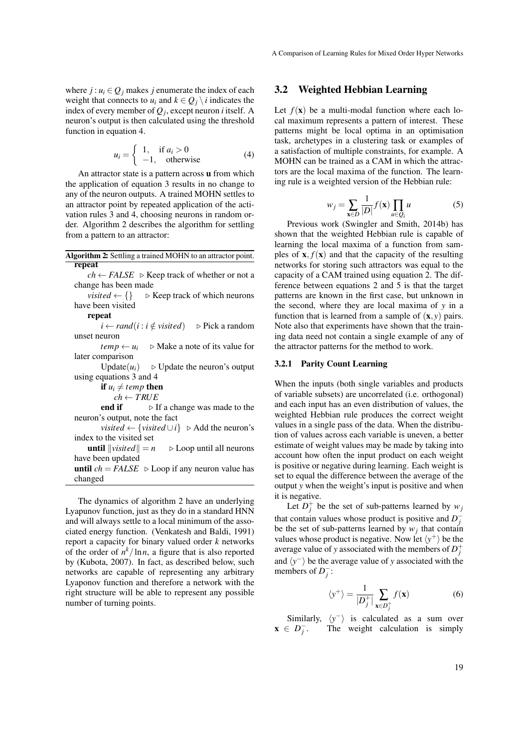where $j : u_i \in Q_j$ makes $j$ enumerate the index of each weight that connects to $u_i$ and $k \in Q_j \setminus i$ indicates the index of every member of $Q_j$, except neuron $i$ itself. A neuron's output is then calculated using the threshold function in equation 4.

$$u_i = \begin{cases} 1, & \text{if } a_i > 0 \\ -1, & \text{otherwise} \end{cases} \quad (4)$$

An attractor state is a pattern across $\mathbf{u}$ from which the application of equation 3 results in no change to any of the neuron outputs. A trained MOHN settles to an attractor point by repeated application of the activation rules 3 and 4, choosing neurons in random order. Algorithm 2 describes the algorithm for settling from a pattern to an attractor:

**Algorithm 2:** Settling a trained MOHN to an attractor point.

```
repeat
    ch ← FALSE  ▷ Keep track of whether or not a change has been made
    visited ← {}  ▷ Keep track of which neurons have been visited
    repeat
        i ← rand(i : i ∉ visited)  ▷ Pick a random unset neuron
        temp ← u_i  ▷ Make a note of its value for later comparison
        Update(u_i)  ▷ Update the neuron's output using equations 3 and 4
        if u_i ≠ temp then
            ch ← TRUE
        end if  ▷ If a change was made to the neuron's output, note the fact
        visited ← {visited ∪ i}  ▷ Add the neuron's index to the visited set
    until ||visited|| = n  ▷ Loop until all neurons have been updated
until ch = FALSE  ▷ Loop if any neuron value has changed
```

The dynamics of algorithm 2 have an underlying Lyapunov function, just as they do in a standard HNN and will always settle to a local minimum of the associated energy function. (Venkatesh and Baldi, 1991) report a capacity for binary valued order $k$ networks of the order of $n^k/\ln n$, a figure that is also reported by (Kubota, 2007). In fact, as described below, such networks are capable of representing any arbitrary Lyaponov function and therefore a network with the right structure will be able to represent any possible number of turning points.

## 3.2 Weighted Hebbian Learning

Let $f(\mathbf{x})$ be a multi-modal function where each local maximum represents a pattern of interest. These patterns might be local optima in an optimisation task, archetypes in a clustering task or examples of a satisfaction of multiple constraints, for example. A MOHN can be trained as a CAM in which the attractors are the local maxima of the function. The learning rule is a weighted version of the Hebbian rule:

$$w_j = \sum_{\mathbf{x} \in D} \frac{1}{|D|} f(\mathbf{x}) \prod_{u \in Q_i} u \quad (5)$$

Previous work (Swingler and Smith, 2014b) has shown that the weighted Hebbian rule is capable of learning the local maxima of a function from samples of $\mathbf{x}, f(\mathbf{x})$ and that the capacity of the resulting networks for storing such attractors was equal to the capacity of a CAM trained using equation 2. The difference between equations 2 and 5 is that the target patterns are known in the first case, but unknown in the second, where they are local maxima of $y$ in a function that is learned from a sample of $(\mathbf{x}, y)$ pairs. Note also that experiments have shown that the training data need not contain a single example of any of the attractor patterns for the method to work.

### 3.2.1 Parity Count Learning

When the inputs (both single variables and products of variable subsets) are uncorrelated (i.e. orthogonal) and each input has an even distribution of values, the weighted Hebbian rule produces the correct weight values in a single pass of the data. When the distribution of values across each variable is uneven, a better estimate of weight values may be made by taking into account how often the input product on each weight is positive or negative during learning. Each weight is set to equal the difference between the average of the output $y$ when the weight's input is positive and when it is negative.

Let $D_j^+$ be the set of sub-patterns learned by $w_j$ that contain values whose product is positive and $D_j^-$ be the set of sub-patterns learned by $w_j$ that contain values whose product is negative. Now let $\langle y^+ \rangle$ be the average value of $y$ associated with the members of $D_j^+$ and $\langle y^- \rangle$ be the average value of $y$ associated with the members of $D_j^-$:

$$\langle y^+ \rangle = \frac{1}{|D_j^+|} \sum_{\mathbf{x} \in D_j^+} f(\mathbf{x}) \quad (6)$$

Similarly, $\langle y^- \rangle$ is calculated as a sum over $\mathbf{x} \in D_j^-$. The weight calculation is simply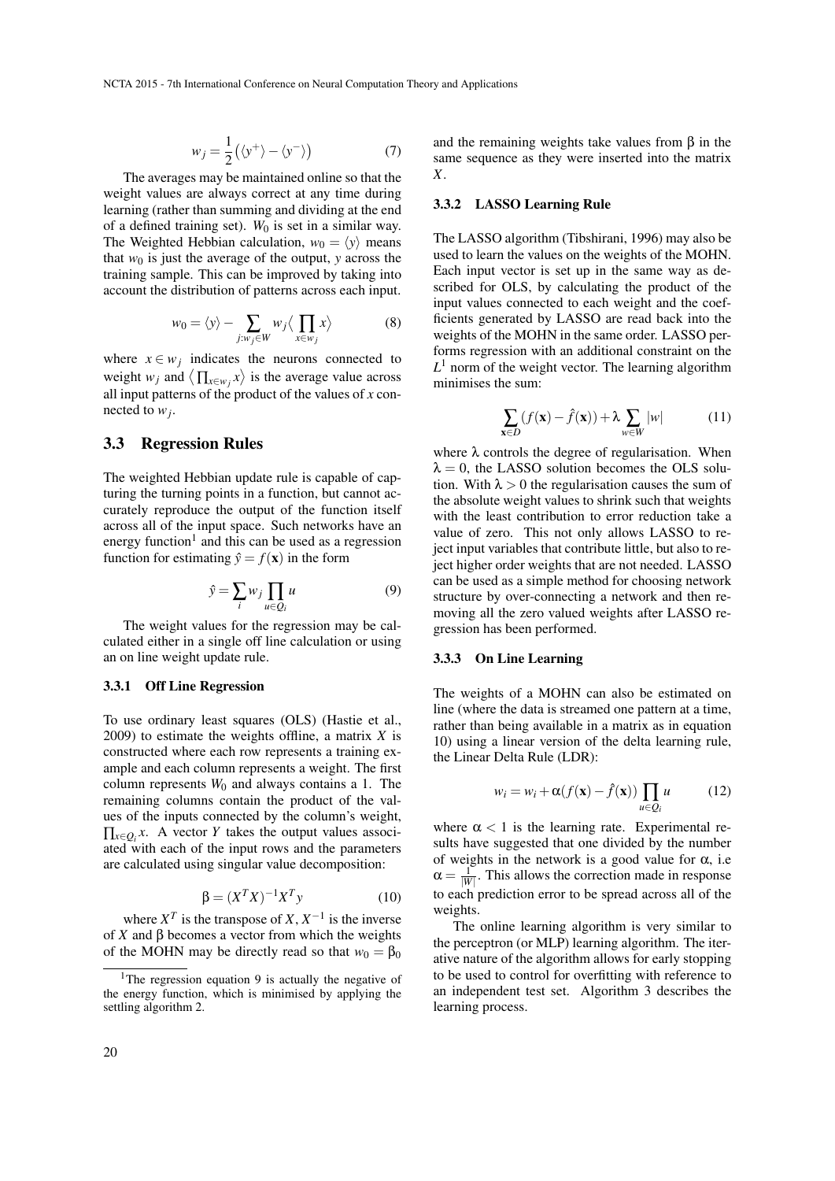$$w_j = \frac{1}{2}\left(\langle y^+\rangle - \langle y^-\rangle\right) \tag{7}$$

The averages may be maintained online so that the weight values are always correct at any time during learning (rather than summing and dividing at the end of a defined training set). $W_0$ is set in a similar way. The Weighted Hebbian calculation, $w_0 = \langle y\rangle$ means that $w_0$ is just the average of the output, $y$ across the training sample. This can be improved by taking into account the distribution of patterns across each input.

$$w_0 = \langle y\rangle - \sum_{j:w_j \in W} w_j \Big\langle \prod_{x \in w_j} x \Big\rangle \tag{8}$$

where $x \in w_j$ indicates the neurons connected to weight $w_j$ and $\left\langle \prod_{x \in w_j} x \right\rangle$ is the average value across all input patterns of the product of the values of $x$ connected to $w_j$.

## 3.3 Regression Rules

The weighted Hebbian update rule is capable of capturing the turning points in a function, but cannot accurately reproduce the output of the function itself across all of the input space. Such networks have an energy function[1] and this can be used as a regression function for estimating $\hat{y} = f(\mathbf{x})$ in the form

$$\hat{y} = \sum_i w_j \prod_{u \in Q_i} u \tag{9}$$

The weight values for the regression may be calculated either in a single off line calculation or using an on line weight update rule.

### 3.3.1 Off Line Regression

To use ordinary least squares (OLS) (Hastie et al., 2009) to estimate the weights offline, a matrix $X$ is constructed where each row represents a training example and each column represents a weight. The first column represents $W_0$ and always contains a 1. The remaining columns contain the product of the values of the inputs connected by the column's weight, $\prod_{x \in Q_i} x$. A vector $Y$ takes the output values associated with each of the input rows and the parameters are calculated using singular value decomposition:

$$\beta = (X^T X)^{-1} X^T y \tag{10}$$

where $X^T$ is the transpose of $X$, $X^{-1}$ is the inverse of $X$ and $\beta$ becomes a vector from which the weights of the MOHN may be directly read so that $w_0 = \beta_0$ and the remaining weights take values from $\beta$ in the same sequence as they were inserted into the matrix $X$.

[1] The regression equation 9 is actually the negative of the energy function, which is minimised by applying the settling algorithm 2.

### 3.3.2 LASSO Learning Rule

The LASSO algorithm (Tibshirani, 1996) may also be used to learn the values on the weights of the MOHN. Each input vector is set up in the same way as described for OLS, by calculating the product of the input values connected to each weight and the coefficients generated by LASSO are read back into the weights of the MOHN in the same order. LASSO performs regression with an additional constraint on the $L^1$ norm of the weight vector. The learning algorithm minimises the sum:

$$\sum_{\mathbf{x} \in D} (f(\mathbf{x}) - \hat{f}(\mathbf{x})) + \lambda \sum_{w \in W} |w| \tag{11}$$

where $\lambda$ controls the degree of regularisation. When $\lambda = 0$, the LASSO solution becomes the OLS solution. With $\lambda > 0$ the regularisation causes the sum of the absolute weight values to shrink such that weights with the least contribution to error reduction take a value of zero. This not only allows LASSO to reject input variables that contribute little, but also to reject higher order weights that are not needed. LASSO can be used as a simple method for choosing network structure by over-connecting a network and then removing all the zero valued weights after LASSO regression has been performed.

### 3.3.3 On Line Learning

The weights of a MOHN can also be estimated on line (where the data is streamed one pattern at a time, rather than being available in a matrix as in equation 10) using a linear version of the delta learning rule, the Linear Delta Rule (LDR):

$$w_i = w_i + \alpha(f(\mathbf{x}) - \hat{f}(\mathbf{x})) \prod_{u \in Q_i} u \tag{12}$$

where $\alpha < 1$ is the learning rate. Experimental results have suggested that one divided by the number of weights in the network is a good value for $\alpha$, i.e $\alpha = \frac{1}{|W|}$. This allows the correction made in response to each prediction error to be spread across all of the weights.

The online learning algorithm is very similar to the perceptron (or MLP) learning algorithm. The iterative nature of the algorithm allows for early stopping to be used to control for overfitting with reference to an independent test set. Algorithm 3 describes the learning process.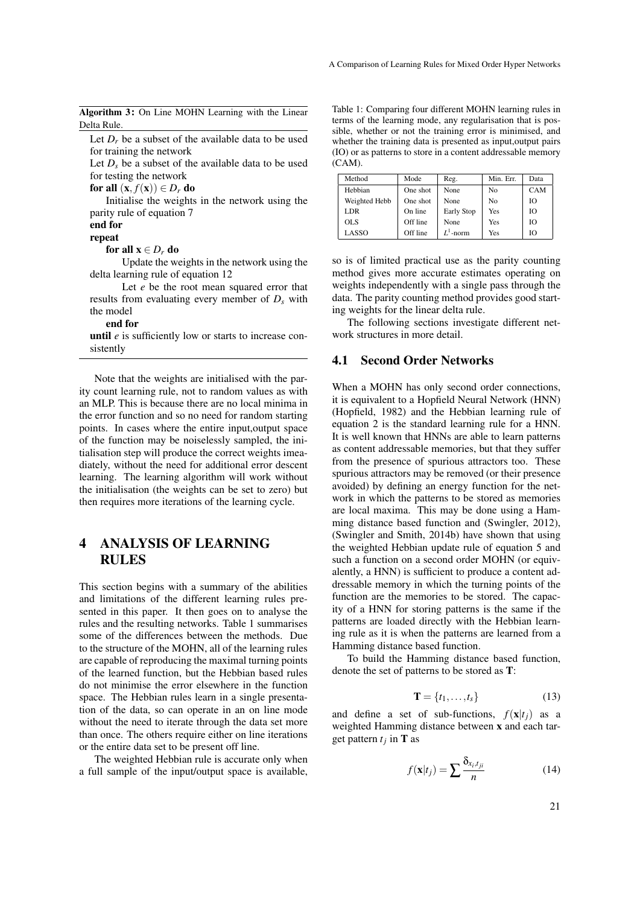**Algorithm 3:** On Line MOHN Learning with the Linear Delta Rule.

Let $D_r$ be a subset of the available data to be used for training the network
Let $D_s$ be a subset of the available data to be used for testing the network
**for all** $(\mathbf{x}, f(\mathbf{x})) \in D_r$ **do**
  Initialise the weights in the network using the parity rule of equation 7
**end for**
**repeat**
  **for all** $\mathbf{x} \in D_r$ **do**
    Update the weights in the network using the delta learning rule of equation 12
    Let $e$ be the root mean squared error that results from evaluating every member of $D_s$ with the model
  **end for**
**until** $e$ is sufficiently low or starts to increase consistently

Note that the weights are initialised with the parity count learning rule, not to random values as with an MLP. This is because there are no local minima in the error function and so no need for random starting points. In cases where the entire input,output space of the function may be noiselessly sampled, the initialisation step will produce the correct weights imeadiately, without the need for additional error descent learning. The learning algorithm will work without the initialisation (the weights can be set to zero) but then requires more iterations of the learning cycle.

# 4 ANALYSIS OF LEARNING RULES

This section begins with a summary of the abilities and limitations of the different learning rules presented in this paper. It then goes on to analyse the rules and the resulting networks. Table 1 summarises some of the differences between the methods. Due to the structure of the MOHN, all of the learning rules are capable of reproducing the maximal turning points of the learned function, but the Hebbian based rules do not minimise the error elsewhere in the function space. The Hebbian rules learn in a single presentation of the data, so can operate in an on line mode without the need to iterate through the data set more than once. The others require either on line iterations or the entire data set to be present off line.

The weighted Hebbian rule is accurate only when a full sample of the input/output space is available, so is of limited practical use as the parity counting method gives more accurate estimates operating on weights independently with a single pass through the data. The parity counting method provides good starting weights for the linear delta rule.

Table 1: Comparing four different MOHN learning rules in terms of the learning mode, any regularisation that is possible, whether or not the training error is minimised, and whether the training data is presented as input,output pairs (IO) or as patterns to store in a content addressable memory (CAM).

| Method | Mode | Reg. | Min. Err. | Data |
|---|---|---|---|---|
| Hebbian | One shot | None | No | CAM |
| Weighted Hebb | One shot | None | No | IO |
| LDR | On line | Early Stop | Yes | IO |
| OLS | Off line | None | Yes | IO |
| LASSO | Off line | $L^1$-norm | Yes | IO |

The following sections investigate different network structures in more detail.

## 4.1 Second Order Networks

When a MOHN has only second order connections, it is equivalent to a Hopfield Neural Network (HNN) (Hopfield, 1982) and the Hebbian learning rule of equation 2 is the standard learning rule for a HNN. It is well known that HNNs are able to learn patterns as content addressable memories, but that they suffer from the presence of spurious attractors too. These spurious attractors may be removed (or their presence avoided) by defining an energy function for the network in which the patterns to be stored as memories are local maxima. This may be done using a Hamming distance based function and (Swingler, 2012), (Swingler and Smith, 2014b) have shown that using the weighted Hebbian update rule of equation 5 and such a function on a second order MOHN (or equivalently, a HNN) is sufficient to produce a content addressable memory in which the turning points of the function are the memories to be stored. The capacity of a HNN for storing patterns is the same if the patterns are loaded directly with the Hebbian learning rule as it is when the patterns are learned from a Hamming distance based function.

To build the Hamming distance based function, denote the set of patterns to be stored as $\mathbf{T}$:

$$\mathbf{T} = \{t_1, \ldots, t_s\} \tag{13}$$

and define a set of sub-functions, $f(\mathbf{x}|t_j)$ as a weighted Hamming distance between $\mathbf{x}$ and each target pattern $t_j$ in $\mathbf{T}$ as

$$f(\mathbf{x}|t_j) = \sum \frac{\delta_{x_i,t_{ji}}}{n} \tag{14}$$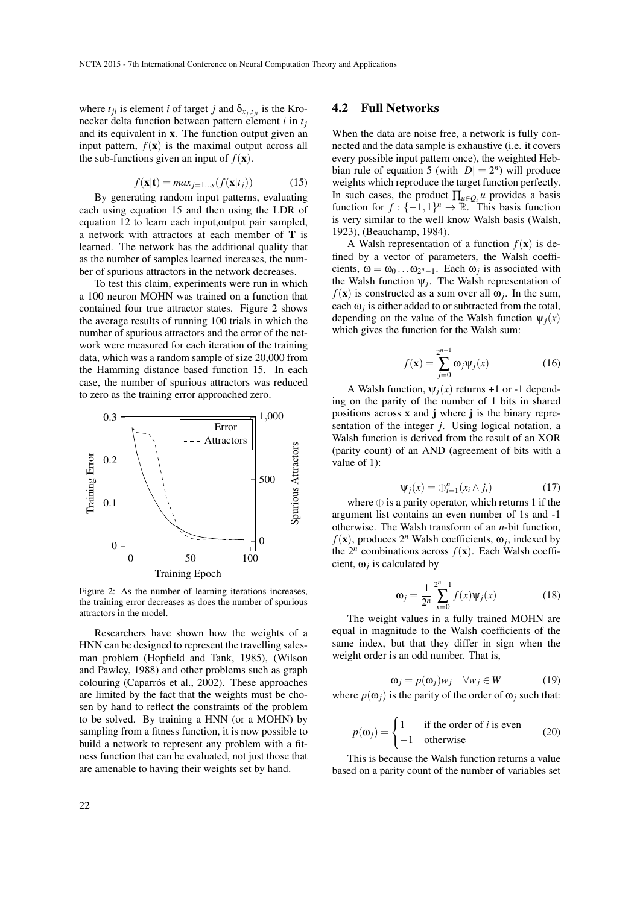where $t_{ji}$ is element $i$ of target $j$ and $\delta_{x_j,t_{ji}}$ is the Kronecker delta function between pattern element $i$ in $t_j$ and its equivalent in $\mathbf{x}$. The function output given an input pattern, $f(\mathbf{x})$ is the maximal output across all the sub-functions given an input of $f(\mathbf{x})$.

$$f(\mathbf{x}|\mathbf{t}) = max_{j=1...s}(f(\mathbf{x}|t_j)) \tag{15}$$

By generating random input patterns, evaluating each using equation 15 and then using the LDR of equation 12 to learn each input,output pair sampled, a network with attractors at each member of $\mathbf{T}$ is learned. The network has the additional quality that as the number of samples learned increases, the number of spurious attractors in the network decreases.

To test this claim, experiments were run in which a 100 neuron MOHN was trained on a function that contained four true attractor states. Figure 2 shows the average results of running 100 trials in which the number of spurious attractors and the error of the network were measured for each iteration of the training data, which was a random sample of size 20,000 from the Hamming distance based function 15. In each case, the number of spurious attractors was reduced to zero as the training error approached zero.

Figure 2: As the number of learning iterations increases, the training error decreases as does the number of spurious attractors in the model.

Researchers have shown how the weights of a HNN can be designed to represent the travelling salesman problem (Hopfield and Tank, 1985), (Wilson and Pawley, 1988) and other problems such as graph colouring (Caparrós et al., 2002). These approaches are limited by the fact that the weights must be chosen by hand to reflect the constraints of the problem to be solved. By training a HNN (or a MOHN) by sampling from a fitness function, it is now possible to build a network to represent any problem with a fitness function that can be evaluated, not just those that are amenable to having their weights set by hand.

## 4.2 Full Networks

When the data are noise free, a network is fully connected and the data sample is exhaustive (i.e. it covers every possible input pattern once), the weighted Hebbian rule of equation 5 (with $|D| = 2^n$) will produce weights which reproduce the target function perfectly. In such cases, the product $\prod_{u \in Q_i} u$ provides a basis function for $f : \{-1,1\}^n \rightarrow \mathbb{R}$. This basis function is very similar to the well know Walsh basis (Walsh, 1923), (Beauchamp, 1984).

A Walsh representation of a function $f(\mathbf{x})$ is defined by a vector of parameters, the Walsh coefficients, $\omega = \omega_0 \dots \omega_{2^n-1}$. Each $\omega_j$ is associated with the Walsh function $\psi_j$. The Walsh representation of $f(\mathbf{x})$ is constructed as a sum over all $\omega_j$. In the sum, each $\omega_j$ is either added to or subtracted from the total, depending on the value of the Walsh function $\psi_j(x)$ which gives the function for the Walsh sum:

$$f(\mathbf{x}) = \sum_{j=0}^{2^{n-1}} \omega_j \psi_j(x) \tag{16}$$

A Walsh function, $\psi_j(x)$ returns +1 or -1 depending on the parity of the number of 1 bits in shared positions across $\mathbf{x}$ and $\mathbf{j}$ where $\mathbf{j}$ is the binary representation of the integer $j$. Using logical notation, a Walsh function is derived from the result of an XOR (parity count) of an AND (agreement of bits with a value of 1):

$$\psi_j(x) = \oplus_{i=1}^{n}(x_i \wedge j_i) \tag{17}$$

where $\oplus$ is a parity operator, which returns 1 if the argument list contains an even number of 1s and -1 otherwise. The Walsh transform of an $n$-bit function, $f(\mathbf{x})$, produces $2^n$ Walsh coefficients, $\omega_j$, indexed by the $2^n$ combinations across $f(\mathbf{x})$. Each Walsh coefficient, $\omega_j$ is calculated by

$$\omega_j = \frac{1}{2^n} \sum_{x=0}^{2^n-1} f(x)\psi_j(x) \tag{18}$$

The weight values in a fully trained MOHN are equal in magnitude to the Walsh coefficients of the same index, but that they differ in sign when the weight order is an odd number. That is,

$$\omega_j = p(\omega_j)w_j \quad \forall w_j \in W \tag{19}$$

where $p(\omega_j)$ is the parity of the order of $\omega_j$ such that:

$$p(\omega_j) = \begin{cases} 1 & \text{if the order of } i \text{ is even} \\ -1 & \text{otherwise} \end{cases} \tag{20}$$

This is because the Walsh function returns a value based on a parity count of the number of variables set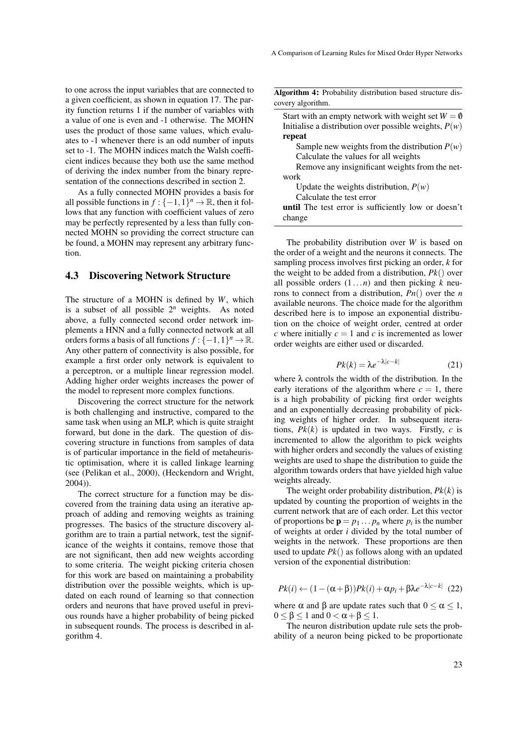to one across the input variables that are connected to a given coefficient, as shown in equation 17. The parity function returns 1 if the number of variables with a value of one is even and -1 otherwise. The MOHN uses the product of those same values, which evaluates to -1 whenever there is an odd number of inputs set to -1. The MOHN indices match the Walsh coefficient indices because they both use the same method of deriving the index number from the binary representation of the connections described in section 2.

As a fully connected MOHN provides a basis for all possible functions in $f : \{-1,1\}^n \to \mathbb{R}$, then it follows that any function with coefficient values of zero may be perfectly represented by a less than fully connected MOHN so providing the correct structure can be found, a MOHN may represent any arbitrary function.

### 4.3 Discovering Network Structure

The structure of a MOHN is defined by $W$, which is a subset of all possible $2^n$ weights. As noted above, a fully connected second order network implements a HNN and a fully connected network at all orders forms a basis of all functions $f : \{-1,1\}^n \to \mathbb{R}$. Any other pattern of connectivity is also possible, for example a first order only network is equivalent to a perceptron, or a multiple linear regression model. Adding higher order weights increases the power of the model to represent more complex functions.

Discovering the correct structure for the network is both challenging and instructive, compared to the same task when using an MLP, which is quite straight forward, but done in the dark. The question of discovering structure in functions from samples of data is of particular importance in the field of metaheuristic optimisation, where it is called linkage learning (see (Pelikan et al., 2000), (Heckendorn and Wright, 2004)).

The correct structure for a function may be discovered from the training data using an iterative approach of adding and removing weights as training progresses. The basics of the structure discovery algorithm are to train a partial network, test the significance of the weights it contains, remove those that are not significant, then add new weights according to some criteria. The weight picking criteria chosen for this work are based on maintaining a probability distribution over the possible weights, which is updated on each round of learning so that connection orders and neurons that have proved useful in previous rounds have a higher probability of being picked in subsequent rounds. The process is described in algorithm 4.

**Algorithm 4:** Probability distribution based structure discovery algorithm.

```
Start with an empty network with weight set W = ∅
Initialise a distribution over possible weights, P(w)
repeat
    Sample new weights from the distribution P(w)
    Calculate the values for all weights
    Remove any insignificant weights from the network
    Update the weights distribution, P(w)
    Calculate the test error
until The test error is sufficiently low or doesn't change
```

The probability distribution over $W$ is based on the order of a weight and the neurons it connects. The sampling process involves first picking an order, $k$ for the weight to be added from a distribution, $Pk()$ over all possible orders $(1 \dots n)$ and then picking $k$ neurons to connect from a distribution, $Pn()$ over the $n$ available neurons. The choice made for the algorithm described here is to impose an exponential distribution on the choice of weight order, centred at order $c$ where initially $c = 1$ and $c$ is incremented as lower order weights are either used or discarded.

$$Pk(k) = \lambda e^{-\lambda |c-k|} \tag{21}$$

where $\lambda$ controls the width of the distribution. In the early iterations of the algorithm where $c = 1$, there is a high probability of picking first order weights and an exponentially decreasing probability of picking weights of higher order. In subsequent iterations, $Pk(k)$ is updated in two ways. Firstly, $c$ is incremented to allow the algorithm to pick weights with higher orders and secondly the values of existing weights are used to shape the distribution to guide the algorithm towards orders that have yielded high value weights already.

The weight order probability distribution, $Pk(k)$ is updated by counting the proportion of weights in the current network that are of each order. Let this vector of proportions be $\mathbf{p} = p_1 \dots p_n$ where $p_i$ is the number of weights at order $i$ divided by the total number of weights in the network. These proportions are then used to update $Pk()$ as follows along with an updated version of the exponential distribution:

$$Pk(i) \leftarrow (1 - (\alpha + \beta))Pk(i) + \alpha p_i + \beta \lambda e^{-\lambda |c-k|} \tag{22}$$

where $\alpha$ and $\beta$ are update rates such that $0 \le \alpha \le 1$, $0 \le \beta \le 1$ and $0 < \alpha + \beta \le 1$.

The neuron distribution update rule sets the probability of a neuron being picked to be proportionate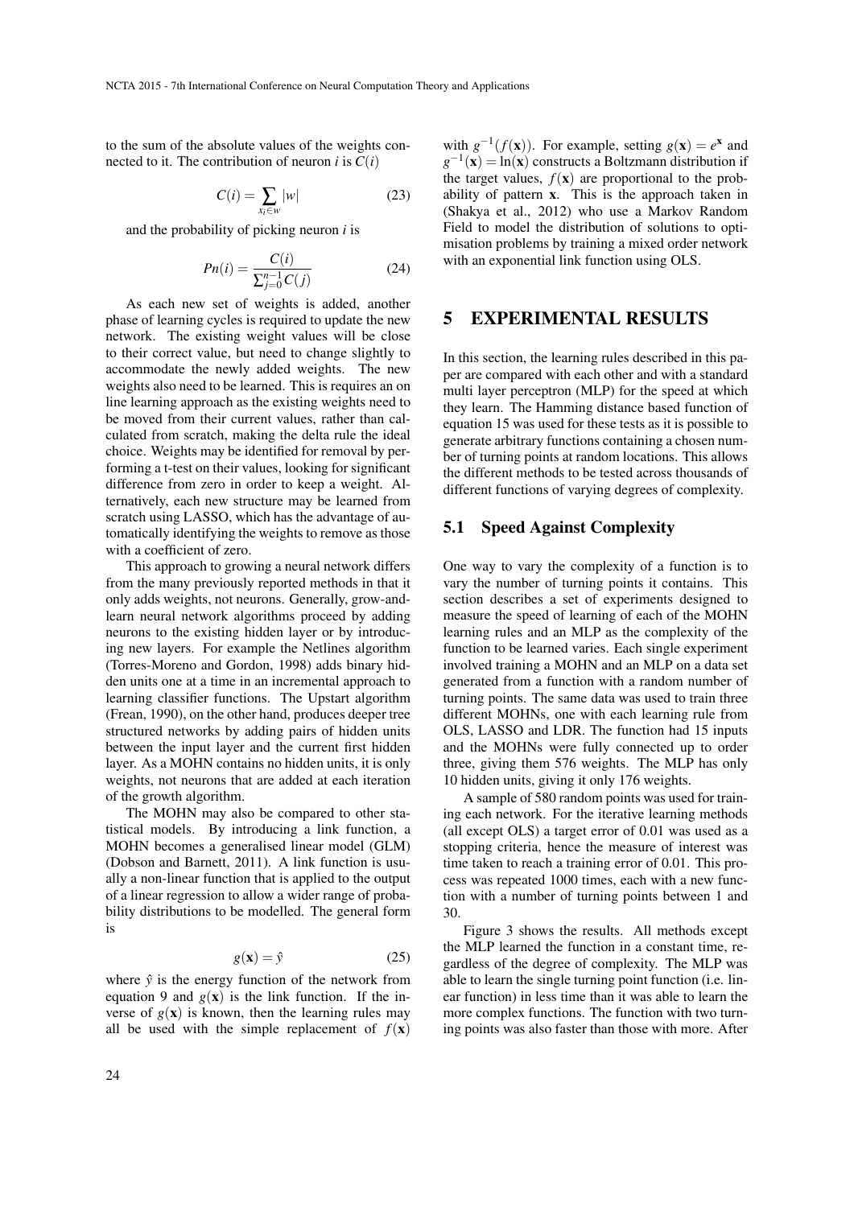to the sum of the absolute values of the weights connected to it. The contribution of neuron $i$ is $C(i)$

$$C(i) = \sum_{x_i \in w} |w| \tag{23}$$

and the probability of picking neuron $i$ is

$$Pn(i) = \frac{C(i)}{\sum_{j=0}^{n-1} C(j)} \tag{24}$$

As each new set of weights is added, another phase of learning cycles is required to update the new network. The existing weight values will be close to their correct value, but need to change slightly to accommodate the newly added weights. The new weights also need to be learned. This is requires an on line learning approach as the existing weights need to be moved from their current values, rather than calculated from scratch, making the delta rule the ideal choice. Weights may be identified for removal by performing a t-test on their values, looking for significant difference from zero in order to keep a weight. Alternatively, each new structure may be learned from scratch using LASSO, which has the advantage of automatically identifying the weights to remove as those with a coefficient of zero.

This approach to growing a neural network differs from the many previously reported methods in that it only adds weights, not neurons. Generally, grow-and-learn neural network algorithms proceed by adding neurons to the existing hidden layer or by introducing new layers. For example the Netlines algorithm (Torres-Moreno and Gordon, 1998) adds binary hidden units one at a time in an incremental approach to learning classifier functions. The Upstart algorithm (Frean, 1990), on the other hand, produces deeper tree structured networks by adding pairs of hidden units between the input layer and the current first hidden layer. As a MOHN contains no hidden units, it is only weights, not neurons that are added at each iteration of the growth algorithm.

The MOHN may also be compared to other statistical models. By introducing a link function, a MOHN becomes a generalised linear model (GLM) (Dobson and Barnett, 2011). A link function is usually a non-linear function that is applied to the output of a linear regression to allow a wider range of probability distributions to be modelled. The general form is

$$g(\mathbf{x}) = \hat{y} \tag{25}$$

where $\hat{y}$ is the energy function of the network from equation 9 and $g(\mathbf{x})$ is the link function. If the inverse of $g(\mathbf{x})$ is known, then the learning rules may all be used with the simple replacement of $f(\mathbf{x})$ with $g^{-1}(f(\mathbf{x}))$. For example, setting $g(\mathbf{x}) = e^{\mathbf{x}}$ and $g^{-1}(\mathbf{x}) = \ln(\mathbf{x})$ constructs a Boltzmann distribution if the target values, $f(\mathbf{x})$ are proportional to the probability of pattern $\mathbf{x}$. This is the approach taken in (Shakya et al., 2012) who use a Markov Random Field to model the distribution of solutions to optimisation problems by training a mixed order network with an exponential link function using OLS.

# 5 EXPERIMENTAL RESULTS

In this section, the learning rules described in this paper are compared with each other and with a standard multi layer perceptron (MLP) for the speed at which they learn. The Hamming distance based function of equation 15 was used for these tests as it is possible to generate arbitrary functions containing a chosen number of turning points at random locations. This allows the different methods to be tested across thousands of different functions of varying degrees of complexity.

## 5.1 Speed Against Complexity

One way to vary the complexity of a function is to vary the number of turning points it contains. This section describes a set of experiments designed to measure the speed of learning of each of the MOHN learning rules and an MLP as the complexity of the function to be learned varies. Each single experiment involved training a MOHN and an MLP on a data set generated from a function with a random number of turning points. The same data was used to train three different MOHNs, one with each learning rule from OLS, LASSO and LDR. The function had 15 inputs and the MOHNs were fully connected up to order three, giving them 576 weights. The MLP has only 10 hidden units, giving it only 176 weights.

A sample of 580 random points was used for training each network. For the iterative learning methods (all except OLS) a target error of 0.01 was used as a stopping criteria, hence the measure of interest was time taken to reach a training error of 0.01. This process was repeated 1000 times, each with a new function with a number of turning points between 1 and 30.

Figure 3 shows the results. All methods except the MLP learned the function in a constant time, regardless of the degree of complexity. The MLP was able to learn the single turning point function (i.e. linear function) in less time than it was able to learn the more complex functions. The function with two turning points was also faster than those with more. After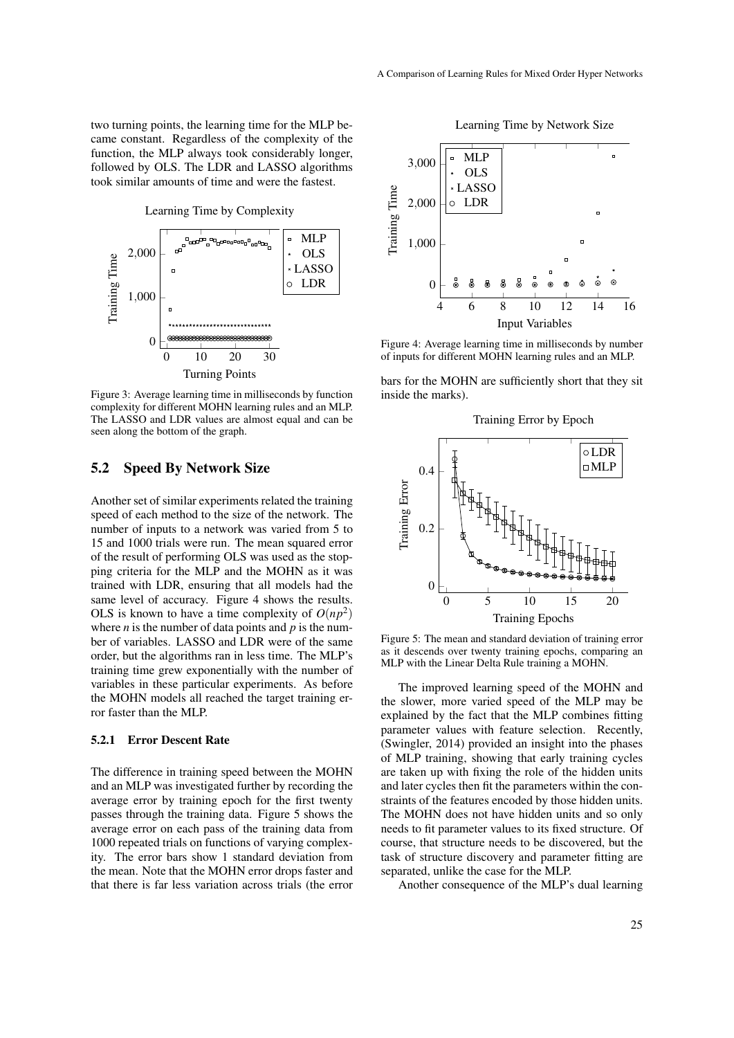two turning points, the learning time for the MLP became constant. Regardless of the complexity of the function, the MLP always took considerably longer, followed by OLS. The LDR and LASSO algorithms took similar amounts of time and were the fastest.

Figure 3: Average learning time in milliseconds by function complexity for different MOHN learning rules and an MLP. The LASSO and LDR values are almost equal and can be seen along the bottom of the graph.

## 5.2 Speed By Network Size

Another set of similar experiments related the training speed of each method to the size of the network. The number of inputs to a network was varied from 5 to 15 and 1000 trials were run. The mean squared error of the result of performing OLS was used as the stopping criteria for the MLP and the MOHN as it was trained with LDR, ensuring that all models had the same level of accuracy. Figure 4 shows the results. OLS is known to have a time complexity of $O(np^2)$ where $n$ is the number of data points and $p$ is the number of variables. LASSO and LDR were of the same order, but the algorithms ran in less time. The MLP's training time grew exponentially with the number of variables in these particular experiments. As before the MOHN models all reached the target training error faster than the MLP.

### 5.2.1 Error Descent Rate

The difference in training speed between the MOHN and an MLP was investigated further by recording the average error by training epoch for the first twenty passes through the training data. Figure 5 shows the average error on each pass of the training data from 1000 repeated trials on functions of varying complexity. The error bars show 1 standard deviation from the mean. Note that the MOHN error drops faster and that there is far less variation across trials (the error bars for the MOHN are sufficiently short that they sit inside the marks).

Figure 4: Average learning time in milliseconds by number of inputs for different MOHN learning rules and an MLP.

Figure 5: The mean and standard deviation of training error as it descends over twenty training epochs, comparing an MLP with the Linear Delta Rule training a MOHN.

The improved learning speed of the MOHN and the slower, more varied speed of the MLP may be explained by the fact that the MLP combines fitting parameter values with feature selection. Recently, (Swingler, 2014) provided an insight into the phases of MLP training, showing that early training cycles are taken up with fixing the role of the hidden units and later cycles then fit the parameters within the constraints of the features encoded by those hidden units. The MOHN does not have hidden units and so only needs to fit parameter values to its fixed structure. Of course, that structure needs to be discovered, but the task of structure discovery and parameter fitting are separated, unlike the case for the MLP.

Another consequence of the MLP's dual learning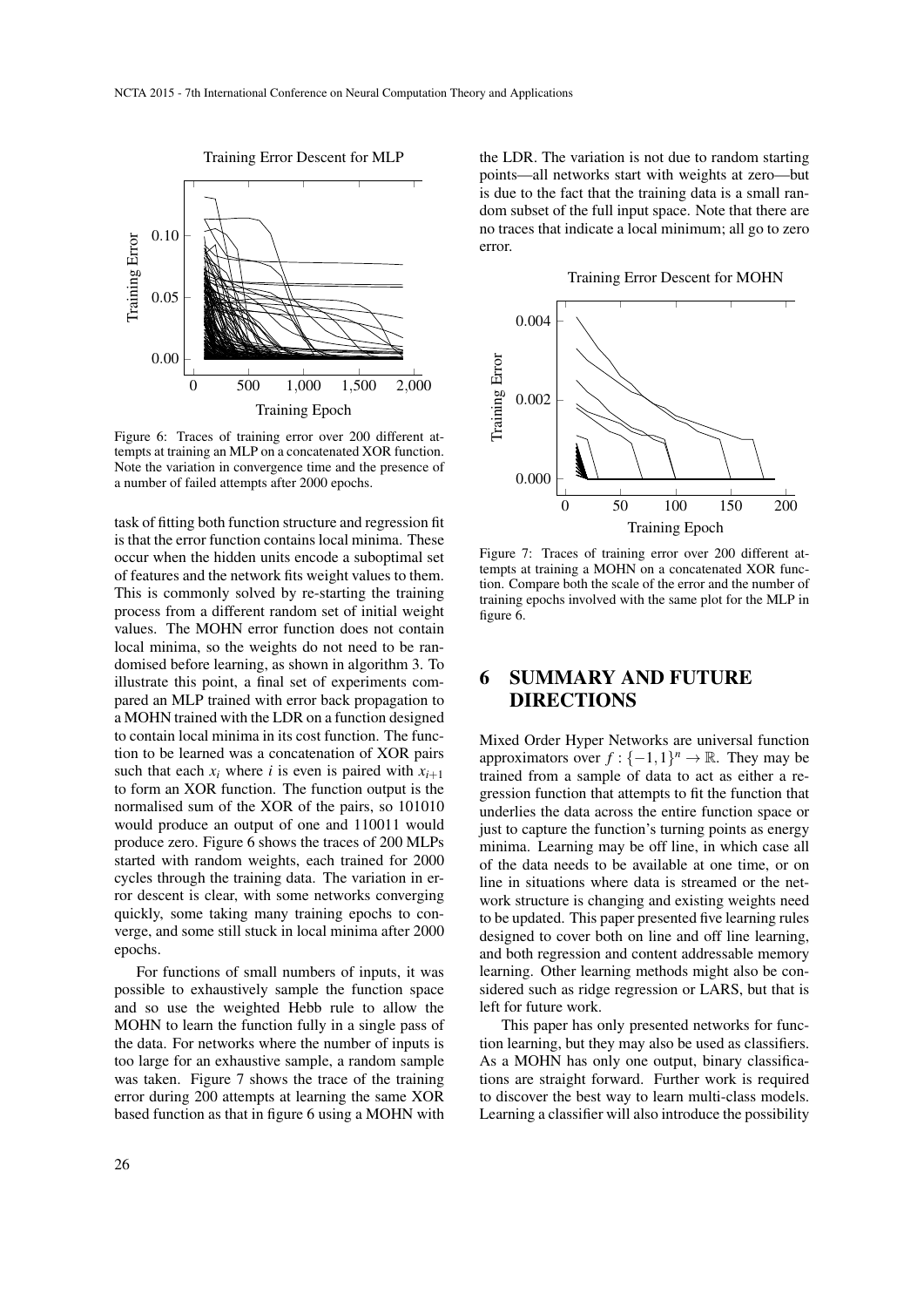Figure 6: Traces of training error over 200 different attempts at training an MLP on a concatenated XOR function. Note the variation in convergence time and the presence of a number of failed attempts after 2000 epochs.

task of fitting both function structure and regression fit is that the error function contains local minima. These occur when the hidden units encode a suboptimal set of features and the network fits weight values to them. This is commonly solved by re-starting the training process from a different random set of initial weight values. The MOHN error function does not contain local minima, so the weights do not need to be randomised before learning, as shown in algorithm 3. To illustrate this point, a final set of experiments compared an MLP trained with error back propagation to a MOHN trained with the LDR on a function designed to contain local minima in its cost function. The function to be learned was a concatenation of XOR pairs such that each $x_i$ where $i$ is even is paired with $x_{i+1}$ to form an XOR function. The function output is the normalised sum of the XOR of the pairs, so 101010 would produce an output of one and 110011 would produce zero. Figure 6 shows the traces of 200 MLPs started with random weights, each trained for 2000 cycles through the training data. The variation in error descent is clear, with some networks converging quickly, some taking many training epochs to converge, and some still stuck in local minima after 2000 epochs.

For functions of small numbers of inputs, it was possible to exhaustively sample the function space and so use the weighted Hebb rule to allow the MOHN to learn the function fully in a single pass of the data. For networks where the number of inputs is too large for an exhaustive sample, a random sample was taken. Figure 7 shows the trace of the training error during 200 attempts at learning the same XOR based function as that in figure 6 using a MOHN with the LDR. The variation is not due to random starting points—all networks start with weights at zero—but is due to the fact that the training data is a small random subset of the full input space. Note that there are no traces that indicate a local minimum; all go to zero error.

Figure 7: Traces of training error over 200 different attempts at training a MOHN on a concatenated XOR function. Compare both the scale of the error and the number of training epochs involved with the same plot for the MLP in figure 6.

## 6 SUMMARY AND FUTURE DIRECTIONS

Mixed Order Hyper Networks are universal function approximators over $f : \{-1,1\}^n \rightarrow \mathbb{R}$. They may be trained from a sample of data to act as either a regression function that attempts to fit the function that underlies the data across the entire function space or just to capture the function's turning points as energy minima. Learning may be off line, in which case all of the data needs to be available at one time, or on line in situations where data is streamed or the network structure is changing and existing weights need to be updated. This paper presented five learning rules designed to cover both on line and off line learning, and both regression and content addressable memory learning. Other learning methods might also be considered such as ridge regression or LARS, but that is left for future work.

This paper has only presented networks for function learning, but they may also be used as classifiers. As a MOHN has only one output, binary classifications are straight forward. Further work is required to discover the best way to learn multi-class models. Learning a classifier will also introduce the possibility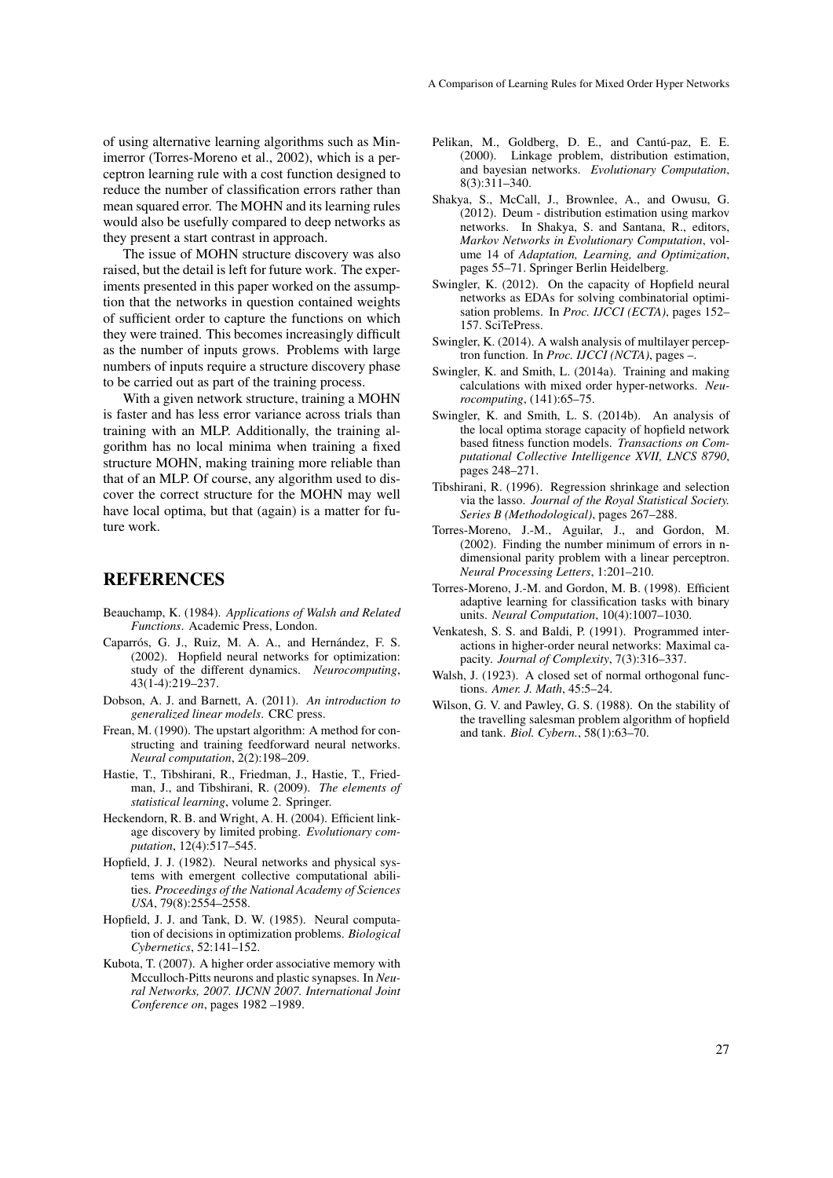of using alternative learning algorithms such as Minimerror (Torres-Moreno et al., 2002), which is a perceptron learning rule with a cost function designed to reduce the number of classification errors rather than mean squared error. The MOHN and its learning rules would also be usefully compared to deep networks as they present a start contrast in approach.

The issue of MOHN structure discovery was also raised, but the detail is left for future work. The experiments presented in this paper worked on the assumption that the networks in question contained weights of sufficient order to capture the functions on which they were trained. This becomes increasingly difficult as the number of inputs grows. Problems with large numbers of inputs require a structure discovery phase to be carried out as part of the training process.

With a given network structure, training a MOHN is faster and has less error variance across trials than training with an MLP. Additionally, the training algorithm has no local minima when training a fixed structure MOHN, making training more reliable than that of an MLP. Of course, any algorithm used to discover the correct structure for the MOHN may well have local optima, but that (again) is a matter for future work.

## REFERENCES

Beauchamp, K. (1984). *Applications of Walsh and Related Functions*. Academic Press, London.

Caparrós, G. J., Ruiz, M. A. A., and Hernández, F. S. (2002). Hopfield neural networks for optimization: study of the different dynamics. *Neurocomputing*, 43(1-4):219–237.

Dobson, A. J. and Barnett, A. (2011). *An introduction to generalized linear models*. CRC press.

Frean, M. (1990). The upstart algorithm: A method for constructing and training feedforward neural networks. *Neural computation*, 2(2):198–209.

Hastie, T., Tibshirani, R., Friedman, J., Hastie, T., Friedman, J., and Tibshirani, R. (2009). *The elements of statistical learning*, volume 2. Springer.

Heckendorn, R. B. and Wright, A. H. (2004). Efficient linkage discovery by limited probing. *Evolutionary computation*, 12(4):517–545.

Hopfield, J. J. (1982). Neural networks and physical systems with emergent collective computational abilities. *Proceedings of the National Academy of Sciences USA*, 79(8):2554–2558.

Hopfield, J. J. and Tank, D. W. (1985). Neural computation of decisions in optimization problems. *Biological Cybernetics*, 52:141–152.

Kubota, T. (2007). A higher order associative memory with Mcculloch-Pitts neurons and plastic synapses. In *Neural Networks, 2007. IJCNN 2007. International Joint Conference on*, pages 1982 –1989.

Pelikan, M., Goldberg, D. E., and Cantú-paz, E. E. (2000). Linkage problem, distribution estimation, and bayesian networks. *Evolutionary Computation*, 8(3):311–340.

Shakya, S., McCall, J., Brownlee, A., and Owusu, G. (2012). Deum - distribution estimation using markov networks. In Shakya, S. and Santana, R., editors, *Markov Networks in Evolutionary Computation*, volume 14 of *Adaptation, Learning, and Optimization*, pages 55–71. Springer Berlin Heidelberg.

Swingler, K. (2012). On the capacity of Hopfield neural networks as EDAs for solving combinatorial optimisation problems. In *Proc. IJCCI (ECTA)*, pages 152–157. SciTePress.

Swingler, K. (2014). A walsh analysis of multilayer perceptron function. In *Proc. IJCCI (NCTA)*, pages –.

Swingler, K. and Smith, L. (2014a). Training and making calculations with mixed order hyper-networks. *Neurocomputing*, (141):65–75.

Swingler, K. and Smith, L. S. (2014b). An analysis of the local optima storage capacity of hopfield network based fitness function models. *Transactions on Computational Collective Intelligence XVII, LNCS 8790*, pages 248–271.

Tibshirani, R. (1996). Regression shrinkage and selection via the lasso. *Journal of the Royal Statistical Society. Series B (Methodological)*, pages 267–288.

Torres-Moreno, J.-M., Aguilar, J., and Gordon, M. (2002). Finding the number minimum of errors in n-dimensional parity problem with a linear perceptron. *Neural Processing Letters*, 1:201–210.

Torres-Moreno, J.-M. and Gordon, M. B. (1998). Efficient adaptive learning for classification tasks with binary units. *Neural Computation*, 10(4):1007–1030.

Venkatesh, S. S. and Baldi, P. (1991). Programmed interactions in higher-order neural networks: Maximal capacity. *Journal of Complexity*, 7(3):316–337.

Walsh, J. (1923). A closed set of normal orthogonal functions. *Amer. J. Math*, 45:5–24.

Wilson, G. V. and Pawley, G. S. (1988). On the stability of the travelling salesman problem algorithm of hopfield and tank. *Biol. Cybern.*, 58(1):63–70.